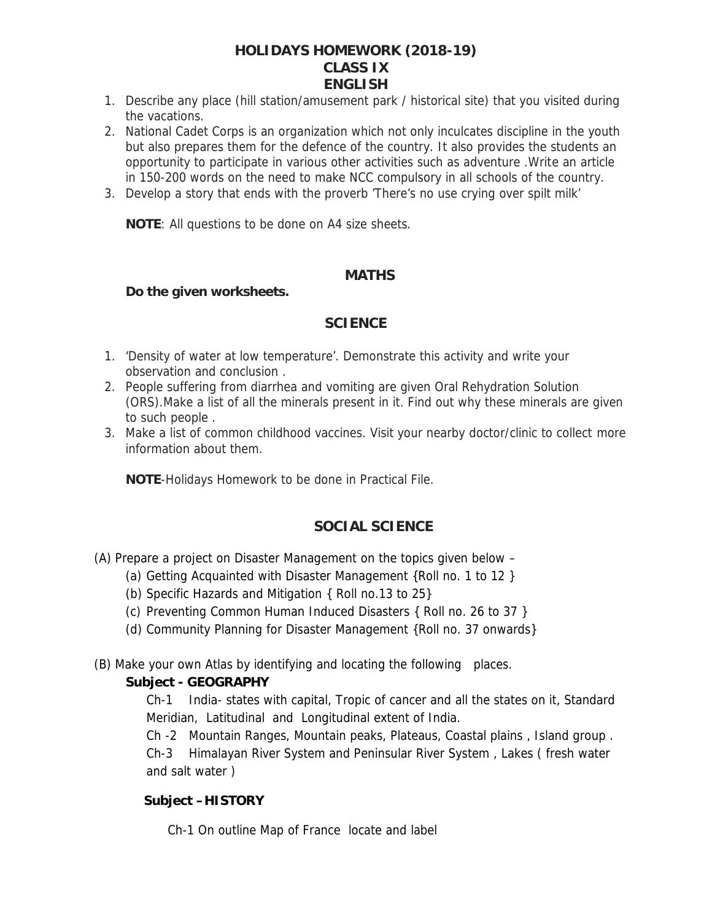# HOLIDAYS HOMEWORK (2018-19)
# CLASS IX
## ENGLISH

1. Describe any place (hill station/amusement park / historical site) that you visited during the vacations.
2. National Cadet Corps is an organization which not only inculcates discipline in the youth but also prepares them for the defence of the country. It also provides the students an opportunity to participate in various other activities such as adventure .Write an article in 150-200 words on the need to make NCC compulsory in all schools of the country.
3. Develop a story that ends with the proverb 'There's no use crying over spilt milk'

**NOTE**: All questions to be done on A4 size sheets.

## MATHS

**Do the given worksheets.**

## SCIENCE

1. 'Density of water at low temperature'. Demonstrate this activity and write your observation and conclusion .
2. People suffering from diarrhea and vomiting are given Oral Rehydration Solution (ORS).Make a list of all the minerals present in it. Find out why these minerals are given to such people .
3. Make a list of common childhood vaccines. Visit your nearby doctor/clinic to collect more information about them.

**NOTE**-Holidays Homework to be done in Practical File.

## SOCIAL SCIENCE

(A) Prepare a project on Disaster Management on the topics given below –

(a) Getting Acquainted with Disaster Management {Roll no. 1 to 12 }

(b) Specific Hazards and Mitigation { Roll no.13 to 25}

(c) Preventing Common Human Induced Disasters { Roll no. 26 to 37 }

(d) Community Planning for Disaster Management {Roll no. 37 onwards}

(B) Make your own Atlas by identifying and locating the following places.

**Subject - GEOGRAPHY**

Ch-1 India- states with capital, Tropic of cancer and all the states on it, Standard Meridian, Latitudinal and Longitudinal extent of India.

Ch -2 Mountain Ranges, Mountain peaks, Plateaus, Coastal plains , Island group .

Ch-3 Himalayan River System and Peninsular River System , Lakes ( fresh water and salt water )

**Subject – HISTORY**

Ch-1 On outline Map of France locate and label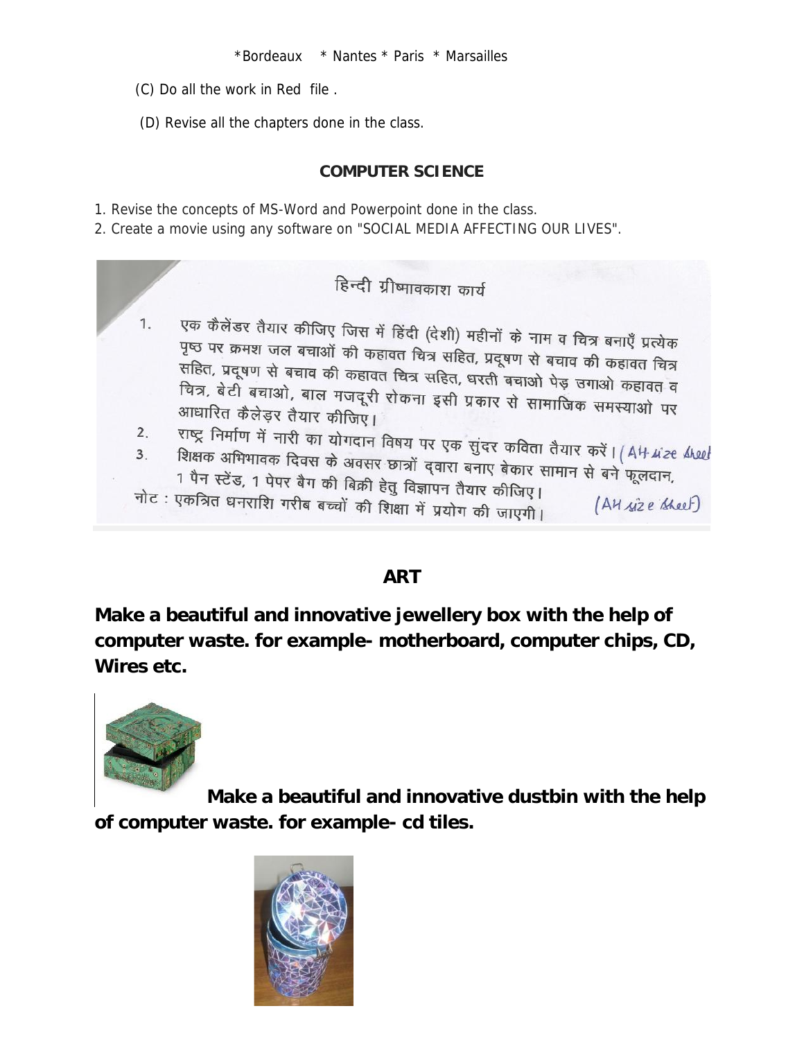*Bordeaux * Nantes * Paris * Marsailles

(C) Do all the work in Red file .

(D) Revise all the chapters done in the class.

## COMPUTER SCIENCE

1. Revise the concepts of MS-Word and Powerpoint done in the class.
2. Create a movie using any software on "SOCIAL MEDIA AFFECTING OUR LIVES".

### हिन्दी ग्रीष्मावकाश कार्य

1. एक कैलेंडर तैयार कीजिए जिस में हिंदी (देशी) महीनों के नाम व चित्र बनाएँ प्रत्येक पृष्ठ पर क्रमश जल बचाओं की कहावत चित्र सहित, प्रदूषण से बचाव की कहावत चित्र सहित, प्रदूषण से बचाव की कहावत चित्र सहित, धरती बचाओ पेड़ उगाओ कहावत व चित्र, बेटी बचाओ, बाल मजदूरी रोकना इसी प्रकार से सामाजिक समस्याओं पर आधारित कैलेंडर तैयार कीजिए।
2. राष्ट्र निर्माण में नारी का योगदान विषय पर एक सुंदर कविता तैयार करें। (A4 size sheet)
3. शिक्षक अभिभावक दिवस के अवसर छात्रों द्वारा बनाए बेकार सामान से बने फूलदान, 1 पैन स्टेंड, 1 पेपर बैग की बिक्री हेतु विज्ञापन तैयार कीजिए।

नोट : एकत्रित धनराशि गरीब बच्चों की शिक्षा में प्रयोग की जाएगी। (A4 size sheet)

## ART

**Make a beautiful and innovative jewellery box with the help of computer waste. for example- motherboard, computer chips, CD, Wires etc.**

**Make a beautiful and innovative dustbin with the help of computer waste. for example- cd tiles.**